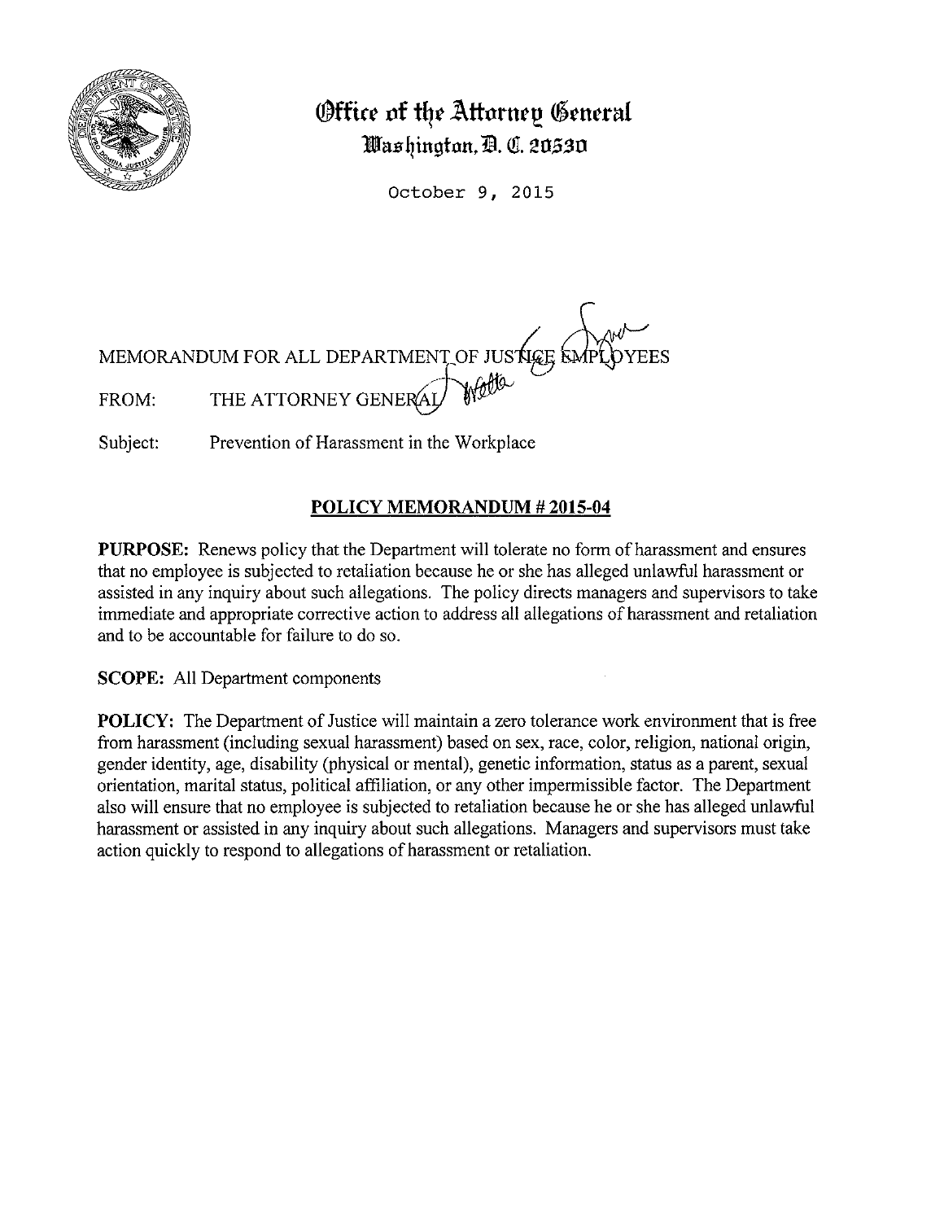# Office of the Attorney General
## Washington, D. C. 20530

October 9, 2015

MEMORANDUM FOR ALL DEPARTMENT OF JUSTICE EMPLOYEES

FROM: THE ATTORNEY GENERAL

Subject: Prevention of Harassment in the Workplace

## POLICY MEMORANDUM # 2015-04

**PURPOSE:** Renews policy that the Department will tolerate no form of harassment and ensures that no employee is subjected to retaliation because he or she has alleged unlawful harassment or assisted in any inquiry about such allegations. The policy directs managers and supervisors to take immediate and appropriate corrective action to address all allegations of harassment and retaliation and to be accountable for failure to do so.

**SCOPE:** All Department components

**POLICY:** The Department of Justice will maintain a zero tolerance work environment that is free from harassment (including sexual harassment) based on sex, race, color, religion, national origin, gender identity, age, disability (physical or mental), genetic information, status as a parent, sexual orientation, marital status, political affiliation, or any other impermissible factor. The Department also will ensure that no employee is subjected to retaliation because he or she has alleged unlawful harassment or assisted in any inquiry about such allegations. Managers and supervisors must take action quickly to respond to allegations of harassment or retaliation.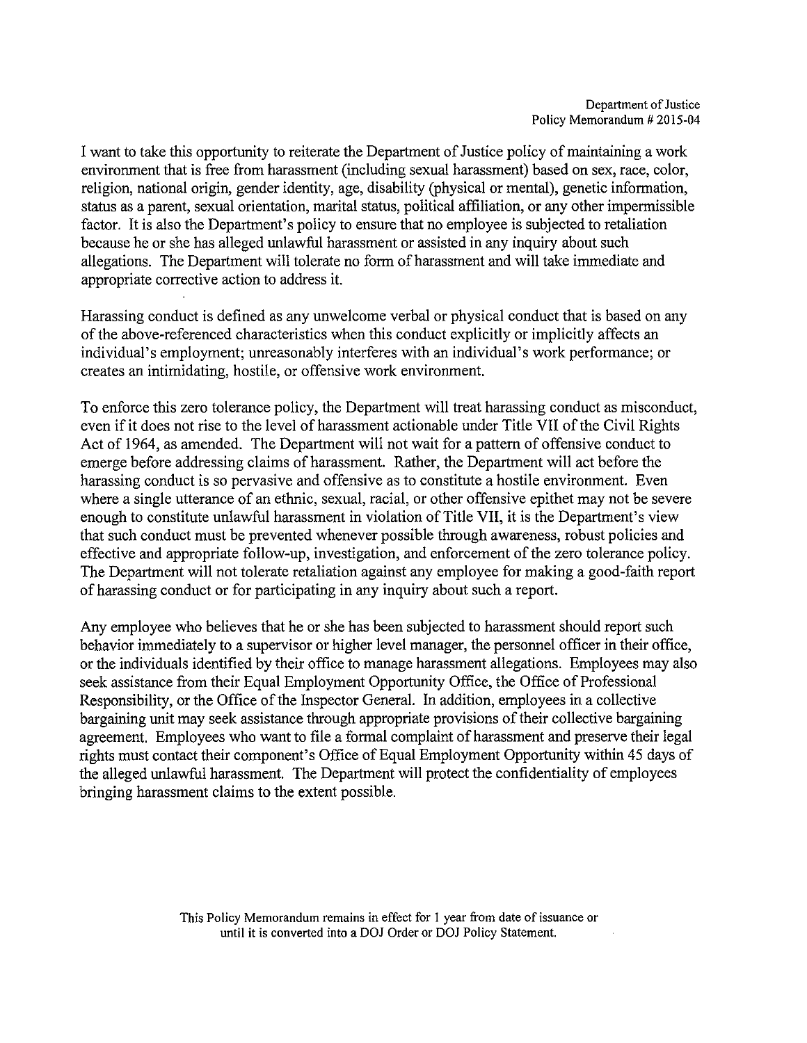I want to take this opportunity to reiterate the Department of Justice policy of maintaining a work environment that is free from harassment (including sexual harassment) based on sex, race, color, religion, national origin, gender identity, age, disability (physical or mental), genetic information, status as a parent, sexual orientation, marital status, political affiliation, or any other impermissible factor. It is also the Department's policy to ensure that no employee is subjected to retaliation because he or she has alleged unlawful harassment or assisted in any inquiry about such allegations. The Department will tolerate no form of harassment and will take immediate and appropriate corrective action to address it.

Harassing conduct is defined as any unwelcome verbal or physical conduct that is based on any of the above-referenced characteristics when this conduct explicitly or implicitly affects an individual's employment; unreasonably interferes with an individual's work performance; or creates an intimidating, hostile, or offensive work environment.

To enforce this zero tolerance policy, the Department will treat harassing conduct as misconduct, even if it does not rise to the level of harassment actionable under Title VII of the Civil Rights Act of 1964, as amended. The Department will not wait for a pattern of offensive conduct to emerge before addressing claims of harassment. Rather, the Department will act before the harassing conduct is so pervasive and offensive as to constitute a hostile environment. Even where a single utterance of an ethnic, sexual, racial, or other offensive epithet may not be severe enough to constitute unlawful harassment in violation of Title VII, it is the Department's view that such conduct must be prevented whenever possible through awareness, robust policies and effective and appropriate follow-up, investigation, and enforcement of the zero tolerance policy. The Department will not tolerate retaliation against any employee for making a good-faith report of harassing conduct or for participating in any inquiry about such a report.

Any employee who believes that he or she has been subjected to harassment should report such behavior immediately to a supervisor or higher level manager, the personnel officer in their office, or the individuals identified by their office to manage harassment allegations. Employees may also seek assistance from their Equal Employment Opportunity Office, the Office of Professional Responsibility, or the Office of the Inspector General. In addition, employees in a collective bargaining unit may seek assistance through appropriate provisions of their collective bargaining agreement. Employees who want to file a formal complaint of harassment and preserve their legal rights must contact their component's Office of Equal Employment Opportunity within 45 days of the alleged unlawful harassment. The Department will protect the confidentiality of employees bringing harassment claims to the extent possible.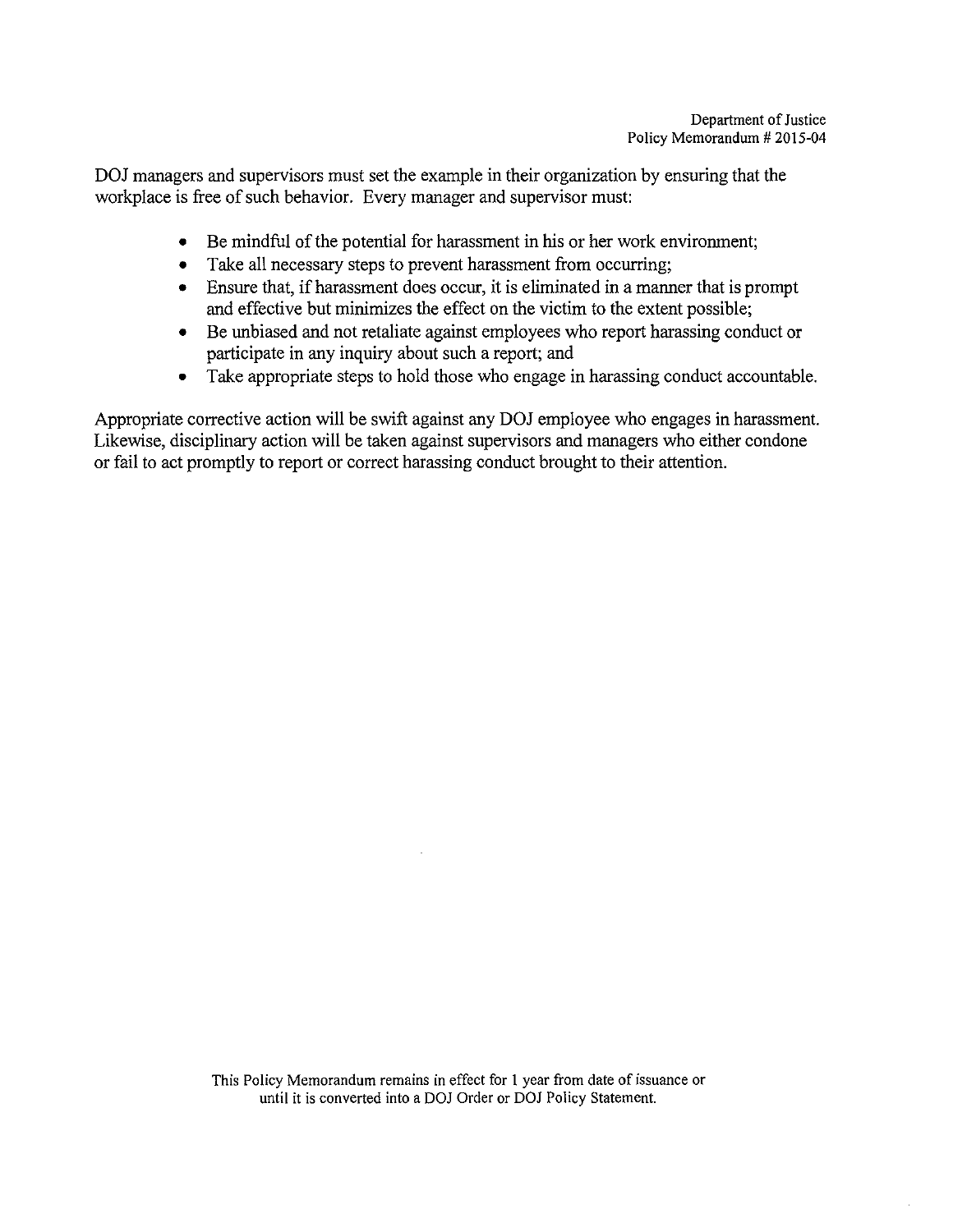DOJ managers and supervisors must set the example in their organization by ensuring that the workplace is free of such behavior. Every manager and supervisor must:

- Be mindful of the potential for harassment in his or her work environment;
- Take all necessary steps to prevent harassment from occurring;
- Ensure that, if harassment does occur, it is eliminated in a manner that is prompt and effective but minimizes the effect on the victim to the extent possible;
- Be unbiased and not retaliate against employees who report harassing conduct or participate in any inquiry about such a report; and
- Take appropriate steps to hold those who engage in harassing conduct accountable.

Appropriate corrective action will be swift against any DOJ employee who engages in harassment. Likewise, disciplinary action will be taken against supervisors and managers who either condone or fail to act promptly to report or correct harassing conduct brought to their attention.

This Policy Memorandum remains in effect for 1 year from date of issuance or until it is converted into a DOJ Order or DOJ Policy Statement.